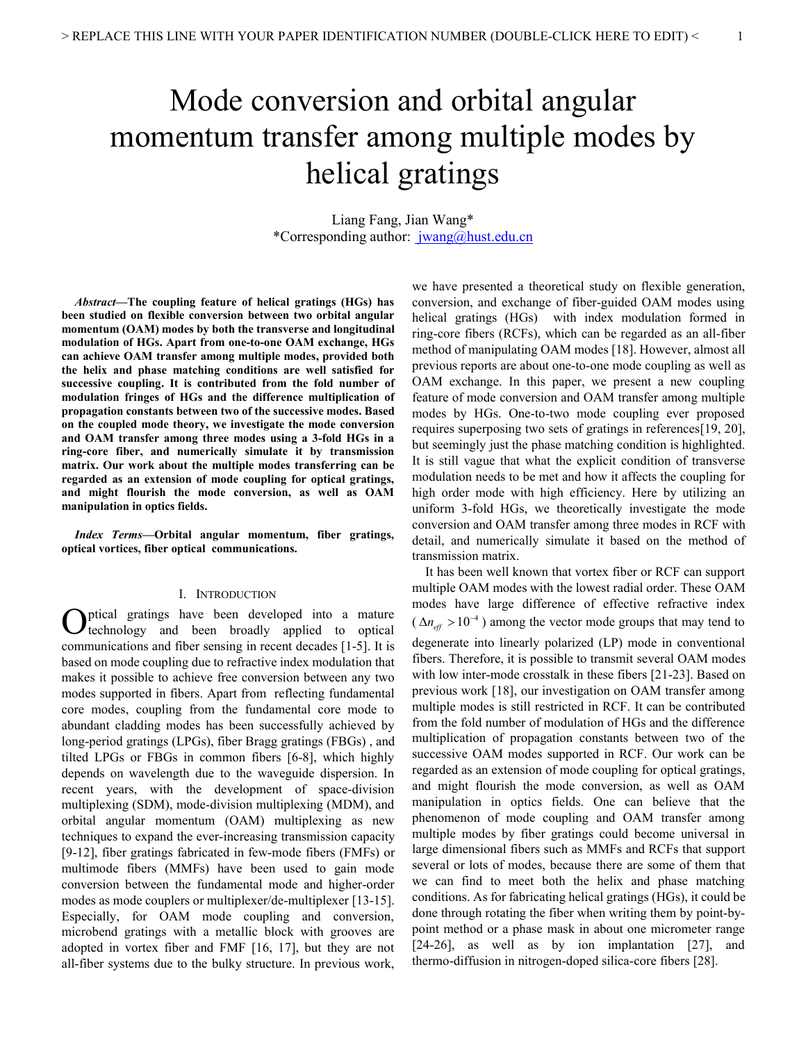# Mode conversion and orbital angular momentum transfer among multiple modes by helical gratings

Liang Fang, Jian Wang*
*Corresponding author: jwang@hust.edu.cn

***Abstract*—The coupling feature of helical gratings (HGs) has been studied on flexible conversion between two orbital angular momentum (OAM) modes by both the transverse and longitudinal modulation of HGs. Apart from one-to-one OAM exchange, HGs can achieve OAM transfer among multiple modes, provided both the helix and phase matching conditions are well satisfied for successive coupling. It is contributed from the fold number of modulation fringes of HGs and the difference multiplication of propagation constants between two of the successive modes. Based on the coupled mode theory, we investigate the mode conversion and OAM transfer among three modes using a 3-fold HGs in a ring-core fiber, and numerically simulate it by transmission matrix. Our work about the multiple modes transferring can be regarded as an extension of mode coupling for optical gratings, and might flourish the mode conversion, as well as OAM manipulation in optics fields.**

***Index Terms*—Orbital angular momentum, fiber gratings, optical vortices, fiber optical communications.**

## I. Introduction

Optical gratings have been developed into a mature technology and been broadly applied to optical communications and fiber sensing in recent decades [1-5]. It is based on mode coupling due to refractive index modulation that makes it possible to achieve free conversion between any two modes supported in fibers. Apart from reflecting fundamental core modes, coupling from the fundamental core mode to abundant cladding modes has been successfully achieved by long-period gratings (LPGs), fiber Bragg gratings (FBGs) , and tilted LPGs or FBGs in common fibers [6-8], which highly depends on wavelength due to the waveguide dispersion. In recent years, with the development of space-division multiplexing (SDM), mode-division multiplexing (MDM), and orbital angular momentum (OAM) multiplexing as new techniques to expand the ever-increasing transmission capacity [9-12], fiber gratings fabricated in few-mode fibers (FMFs) or multimode fibers (MMFs) have been used to gain mode conversion between the fundamental mode and higher-order modes as mode couplers or multiplexer/de-multiplexer [13-15]. Especially, for OAM mode coupling and conversion, microbend gratings with a metallic block with grooves are adopted in vortex fiber and FMF [16, 17], but they are not all-fiber systems due to the bulky structure. In previous work, we have presented a theoretical study on flexible generation, conversion, and exchange of fiber-guided OAM modes using helical gratings (HGs) with index modulation formed in ring-core fibers (RCFs), which can be regarded as an all-fiber method of manipulating OAM modes [18]. However, almost all previous reports are about one-to-one mode coupling as well as OAM exchange. In this paper, we present a new coupling feature of mode conversion and OAM transfer among multiple modes by HGs. One-to-two mode coupling ever proposed requires superposing two sets of gratings in references[19, 20], but seemingly just the phase matching condition is highlighted. It is still vague that what the explicit condition of transverse modulation needs to be met and how it affects the coupling for high order mode with high efficiency. Here by utilizing an uniform 3-fold HGs, we theoretically investigate the mode conversion and OAM transfer among three modes in RCF with detail, and numerically simulate it based on the method of transmission matrix.

It has been well known that vortex fiber or RCF can support multiple OAM modes with the lowest radial order. These OAM modes have large difference of effective refractive index ($\Delta n_{eff} > 10^{-4}$) among the vector mode groups that may tend to degenerate into linearly polarized (LP) mode in conventional fibers. Therefore, it is possible to transmit several OAM modes with low inter-mode crosstalk in these fibers [21-23]. Based on previous work [18], our investigation on OAM transfer among multiple modes is still restricted in RCF. It can be contributed from the fold number of modulation of HGs and the difference multiplication of propagation constants between two of the successive OAM modes supported in RCF. Our work can be regarded as an extension of mode coupling for optical gratings, and might flourish the mode conversion, as well as OAM manipulation in optics fields. One can believe that the phenomenon of mode coupling and OAM transfer among multiple modes by fiber gratings could become universal in large dimensional fibers such as MMFs and RCFs that support several or lots of modes, because there are some of them that we can find to meet both the helix and phase matching conditions. As for fabricating helical gratings (HGs), it could be done through rotating the fiber when writing them by point-by-point method or a phase mask in about one micrometer range [24-26], as well as by ion implantation [27], and thermo-diffusion in nitrogen-doped silica-core fibers [28].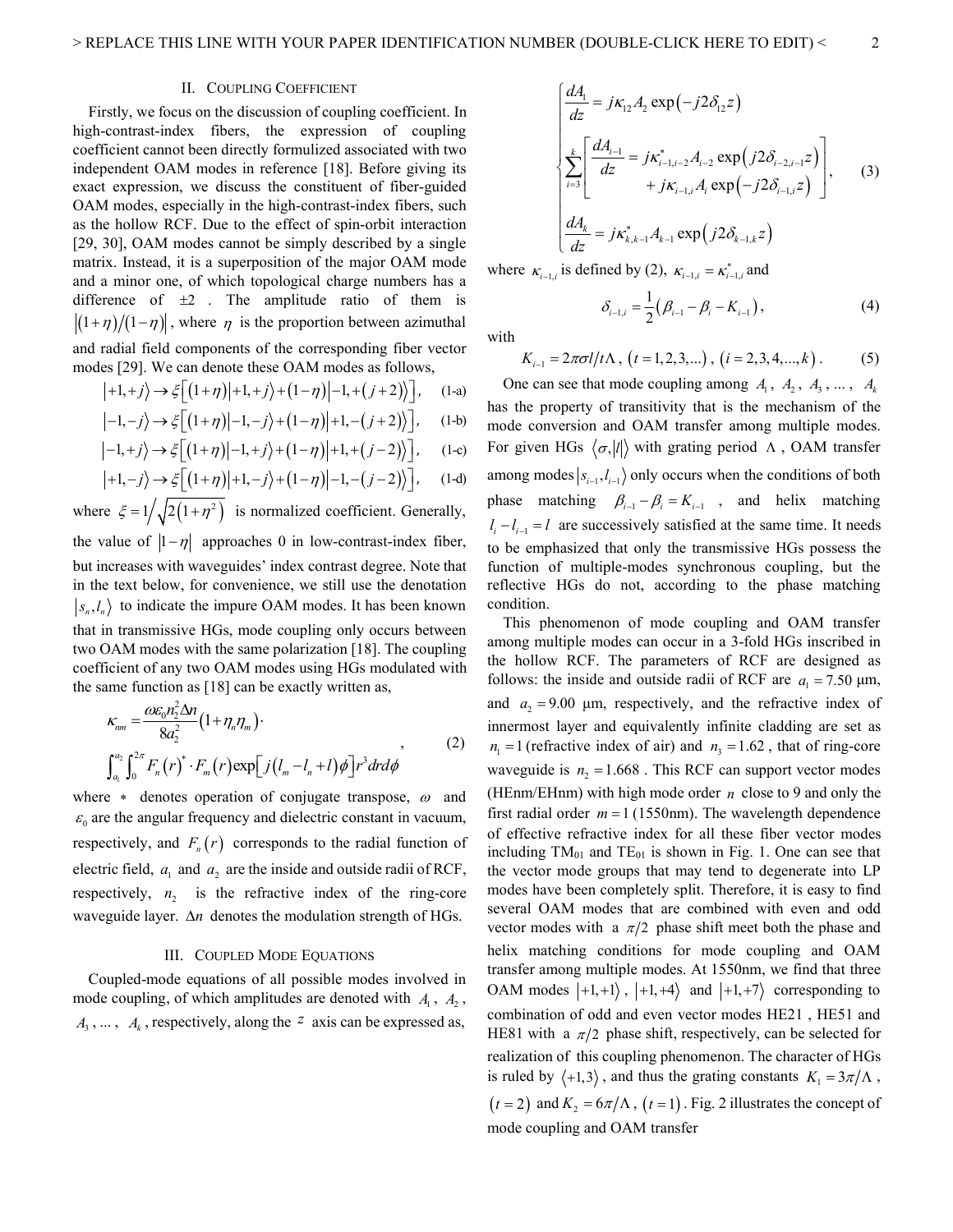## II. Coupling Coefficient

Firstly, we focus on the discussion of coupling coefficient. In high-contrast-index fibers, the expression of coupling coefficient cannot been directly formulized associated with two independent OAM modes in reference [18]. Before giving its exact expression, we discuss the constituent of fiber-guided OAM modes, especially in the high-contrast-index fibers, such as the hollow RCF. Due to the effect of spin-orbit interaction [29, 30], OAM modes cannot be simply described by a single matrix. Instead, it is a superposition of the major OAM mode and a minor one, of which topological charge numbers has a difference of $\pm 2$ . The amplitude ratio of them is $\left|(1+\eta)/(1-\eta)\right|$, where $\eta$ is the proportion between azimuthal and radial field components of the corresponding fiber vector modes [29]. We can denote these OAM modes as follows,

$$\left|+1,+j\right\rangle \rightarrow \xi\left[(1+\eta)\left|+1,+j\right\rangle+(1-\eta)\left|-1,+(j+2)\right\rangle\right], \tag{1-a}$$

$$\left|-1,-j\right\rangle \rightarrow \xi\left[(1+\eta)\left|-1,-j\right\rangle+(1-\eta)\left|+1,-(j+2)\right\rangle\right], \tag{1-b}$$

$$\left|-1,+j\right\rangle \rightarrow \xi\left[(1+\eta)\left|-1,+j\right\rangle+(1-\eta)\left|+1,+(j-2)\right\rangle\right], \tag{1-c}$$

$$\left|+1,-j\right\rangle \rightarrow \xi\left[(1+\eta)\left|+1,-j\right\rangle+(1-\eta)\left|-1,-(j-2)\right\rangle\right], \tag{1-d}$$

where $\xi = 1\big/\sqrt{2\left(1+\eta^2\right)}$ is normalized coefficient. Generally, the value of $\left|1-\eta\right|$ approaches 0 in low-contrast-index fiber, but increases with waveguides' index contrast degree. Note that in the text below, for convenience, we still use the denotation $\left|s_n, l_n\right\rangle$ to indicate the impure OAM modes. It has been known that in transmissive HGs, mode coupling only occurs between two OAM modes with the same polarization [18]. The coupling coefficient of any two OAM modes using HGs modulated with the same function as [18] can be exactly written as,

$$\kappa_{nm} = \frac{\omega\varepsilon_0 n_2^2 \Delta n}{8a_2^2}\left(1+\eta_n\eta_m\right)\cdot \int_{a_1}^{a_2}\int_0^{2\pi} F_n(r)^* \cdot F_m(r)\exp\left[j\left(l_m-l_n+l\right)\phi\right] r^3 dr d\phi, \tag{2}$$

where $*$ denotes operation of conjugate transpose, $\omega$ and $\varepsilon_0$ are the angular frequency and dielectric constant in vacuum, respectively, and $F_n(r)$ corresponds to the radial function of electric field, $a_1$ and $a_2$ are the inside and outside radii of RCF, respectively, $n_2$ is the refractive index of the ring-core waveguide layer. $\Delta n$ denotes the modulation strength of HGs.

## III. Coupled Mode Equations

Coupled-mode equations of all possible modes involved in mode coupling, of which amplitudes are denoted with $A_1$, $A_2$, $A_3$, ... , $A_k$, respectively, along the $z$ axis can be expressed as,

$$\begin{cases} \dfrac{dA_1}{dz} = j\kappa_{12}A_2\exp\left(-j2\delta_{12}z\right) \\ \displaystyle\sum_{i=3}^{k}\left[\begin{aligned} \frac{dA_{i-1}}{dz} &= j\kappa_{i-1,i-2}^* A_{i-2}\exp\left(j2\delta_{i-2,i-1}z\right) \\ &+ j\kappa_{i-1,i}A_i\exp\left(-j2\delta_{i-1,i}z\right) \end{aligned}\right], \\ \dfrac{dA_k}{dz} = j\kappa_{k,k-1}^* A_{k-1}\exp\left(j2\delta_{k-1,k}z\right) \end{cases} \tag{3}$$

where $\kappa_{i-1,i}$ is defined by (2), $\kappa_{i-1,i} = \kappa_{i-1,i}^*$ and

$$\delta_{i-1,i} = \frac{1}{2}\left(\beta_{i-1}-\beta_i-K_{i-1}\right), \tag{4}$$

with

$$K_{i-1} = 2\pi\sigma l/t\Lambda,\ (t=1,2,3,...),\ (i=2,3,4,...,k). \tag{5}$$

One can see that mode coupling among $A_1$, $A_2$, $A_3$, ... , $A_k$ has the property of transitivity that is the mechanism of the mode conversion and OAM transfer among multiple modes. For given HGs $\left\langle\sigma,|l|\right\rangle$ with grating period $\Lambda$, OAM transfer among modes $\left|s_{i-1}, l_{i-1}\right\rangle$ only occurs when the conditions of both phase matching $\beta_{i-1}-\beta_i = K_{i-1}$, and helix matching $l_i - l_{i-1} = l$ are successively satisfied at the same time. It needs to be emphasized that only the transmissive HGs possess the function of multiple-modes synchronous coupling, but the reflective HGs do not, according to the phase matching condition.

This phenomenon of mode coupling and OAM transfer among multiple modes can occur in a 3-fold HGs inscribed in the hollow RCF. The parameters of RCF are designed as follows: the inside and outside radii of RCF are $a_1 = 7.50$ μm, and $a_2 = 9.00$ μm, respectively, and the refractive index of innermost layer and equivalently infinite cladding are set as $n_1 = 1$ (refractive index of air) and $n_3 = 1.62$, that of ring-core waveguide is $n_2 = 1.668$. This RCF can support vector modes (HEnm/EHnm) with high mode order $n$ close to 9 and only the first radial order $m = 1$ (1550nm). The wavelength dependence of effective refractive index for all these fiber vector modes including $TM_{01}$ and $TE_{01}$ is shown in Fig. 1. One can see that the vector mode groups that may tend to degenerate into LP modes have been completely split. Therefore, it is easy to find several OAM modes that are combined with even and odd vector modes with a $\pi/2$ phase shift meet both the phase and helix matching conditions for mode coupling and OAM transfer among multiple modes. At 1550nm, we find that three OAM modes $\left|+1,+1\right\rangle$, $\left|+1,+4\right\rangle$ and $\left|+1,+7\right\rangle$ corresponding to combination of odd and even vector modes HE21 , HE51 and HE81 with a $\pi/2$ phase shift, respectively, can be selected for realization of this coupling phenomenon. The character of HGs is ruled by $\left\langle+1,3\right\rangle$, and thus the grating constants $K_1 = 3\pi/\Lambda$, $(t=2)$ and $K_2 = 6\pi/\Lambda$, $(t=1)$. Fig. 2 illustrates the concept of mode coupling and OAM transfer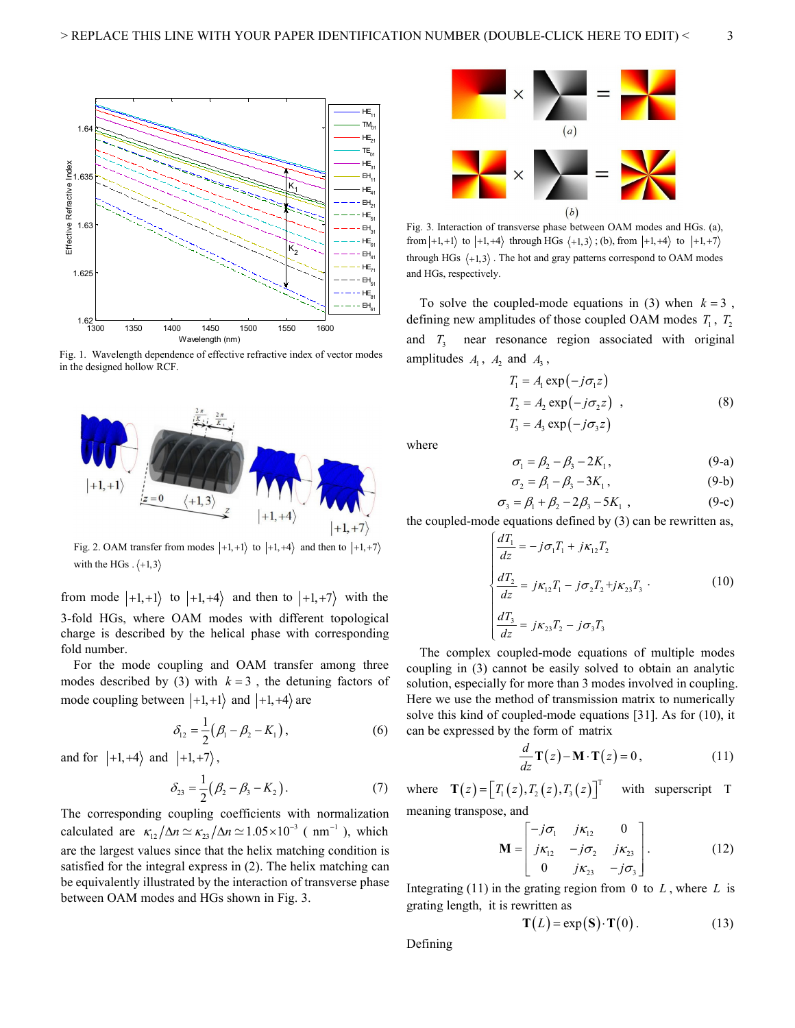Fig. 1. Wavelength dependence of effective refractive index of vector modes in the designed hollow RCF.

Fig. 2. OAM transfer from modes $|+1,+1\rangle$ to $|+1,+4\rangle$ and then to $|+1,+7\rangle$ with the HGs . $\langle +1,3\rangle$

from mode $|+1,+1\rangle$ to $|+1,+4\rangle$ and then to $|+1,+7\rangle$ with the 3-fold HGs, where OAM modes with different topological charge is described by the helical phase with corresponding fold number.

For the mode coupling and OAM transfer among three modes described by (3) with $k=3$, the detuning factors of mode coupling between $|+1,+1\rangle$ and $|+1,+4\rangle$ are

$$\delta_{12}=\frac{1}{2}\left(\beta_1-\beta_2-K_1\right), \tag{6}$$

and for $|+1,+4\rangle$ and $|+1,+7\rangle$,

$$\delta_{23}=\frac{1}{2}\left(\beta_2-\beta_3-K_2\right). \tag{7}$$

The corresponding coupling coefficients with normalization calculated are $\kappa_{12}/\Delta n \simeq \kappa_{23}/\Delta n \simeq 1.05\times10^{-3}$ ( $\mathrm{nm}^{-1}$ ), which are the largest values since that the helix matching condition is satisfied for the integral express in (2). The helix matching can be equivalently illustrated by the interaction of transverse phase between OAM modes and HGs shown in Fig. 3.

Fig. 3. Interaction of transverse phase between OAM modes and HGs. (a), from $|+1,+1\rangle$ to $|+1,+4\rangle$ through HGs $\langle +1,3\rangle$; (b), from $|+1,+4\rangle$ to $|+1,+7\rangle$ through HGs $\langle +1,3\rangle$. The hot and gray patterns correspond to OAM modes and HGs, respectively.

To solve the coupled-mode equations in (3) when $k=3$, defining new amplitudes of those coupled OAM modes $T_1$, $T_2$ and $T_3$ near resonance region associated with original amplitudes $A_1$, $A_2$ and $A_3$,

$$\begin{aligned}T_1 &= A_1\exp\left(-j\sigma_1 z\right)\\ T_2 &= A_2\exp\left(-j\sigma_2 z\right)\\ T_3 &= A_3\exp\left(-j\sigma_3 z\right)\end{aligned}, \tag{8}$$

where

$$\sigma_1=\beta_2-\beta_3-2K_1, \tag{9-a}$$

$$\sigma_2=\beta_1-\beta_3-3K_1, \tag{9-b}$$

$$\sigma_3=\beta_1+\beta_2-2\beta_3-5K_1, \tag{9-c}$$

the coupled-mode equations defined by (3) can be rewritten as,

$$\begin{cases}\dfrac{dT_1}{dz}=-j\sigma_1T_1+j\kappa_{12}T_2\\[2mm] \dfrac{dT_2}{dz}=j\kappa_{12}T_1-j\sigma_2T_2+j\kappa_{23}T_3\\[2mm] \dfrac{dT_3}{dz}=j\kappa_{23}T_2-j\sigma_3T_3\end{cases}. \tag{10}$$

The complex coupled-mode equations of multiple modes coupling in (3) cannot be easily solved to obtain an analytic solution, especially for more than 3 modes involved in coupling. Here we use the method of transmission matrix to numerically solve this kind of coupled-mode equations [31]. As for (10), it can be expressed by the form of matrix

$$\frac{d}{dz}\mathbf{T}(z)-\mathbf{M}\cdot\mathbf{T}(z)=0, \tag{11}$$

where $\mathbf{T}(z)=\left[T_1(z),T_2(z),T_3(z)\right]^{\mathrm{T}}$ with superscript T meaning transpose, and

$$\mathbf{M}=\begin{bmatrix}-j\sigma_1 & j\kappa_{12} & 0\\ j\kappa_{12} & -j\sigma_2 & j\kappa_{23}\\ 0 & j\kappa_{23} & -j\sigma_3\end{bmatrix}. \tag{12}$$

Integrating (11) in the grating region from $0$ to $L$, where $L$ is grating length, it is rewritten as

$$\mathbf{T}(L)=\exp(\mathbf{S})\cdot\mathbf{T}(0). \tag{13}$$

Defining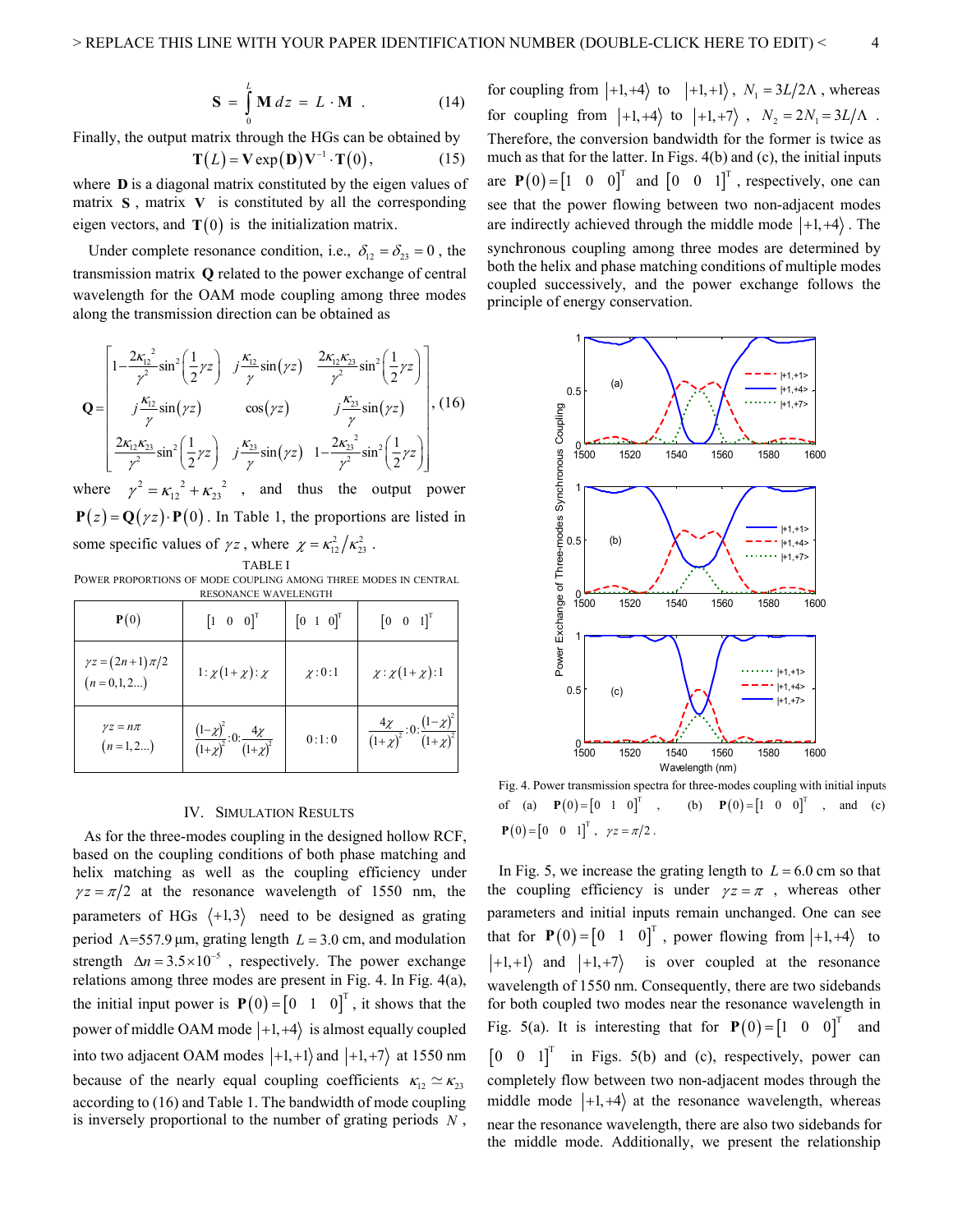$$\mathbf{S} = \int_0^L \mathbf{M}\, dz = L \cdot \mathbf{M} \ . \tag{14}$$

Finally, the output matrix through the HGs can be obtained by

$$\mathbf{T}(L) = \mathbf{V}\exp(\mathbf{D})\mathbf{V}^{-1} \cdot \mathbf{T}(0), \tag{15}$$

where $\mathbf{D}$ is a diagonal matrix constituted by the eigen values of matrix $\mathbf{S}$, matrix $\mathbf{V}$ is constituted by all the corresponding eigen vectors, and $\mathbf{T}(0)$ is the initialization matrix.

Under complete resonance condition, i.e., $\delta_{12} = \delta_{23} = 0$, the transmission matrix $\mathbf{Q}$ related to the power exchange of central wavelength for the OAM mode coupling among three modes along the transmission direction can be obtained as

$$\mathbf{Q} = \begin{bmatrix} 1 - \dfrac{2\kappa_{12}^2}{\gamma^2}\sin^2\left(\dfrac{1}{2}\gamma z\right) & j\dfrac{\kappa_{12}}{\gamma}\sin(\gamma z) & \dfrac{2\kappa_{12}\kappa_{23}}{\gamma^2}\sin^2\left(\dfrac{1}{2}\gamma z\right) \\ j\dfrac{\kappa_{12}}{\gamma}\sin(\gamma z) & \cos(\gamma z) & j\dfrac{\kappa_{23}}{\gamma}\sin(\gamma z) \\ \dfrac{2\kappa_{12}\kappa_{23}}{\gamma^2}\sin^2\left(\dfrac{1}{2}\gamma z\right) & j\dfrac{\kappa_{23}}{\gamma}\sin(\gamma z) & 1 - \dfrac{2\kappa_{23}^2}{\gamma^2}\sin^2\left(\dfrac{1}{2}\gamma z\right) \end{bmatrix}, \tag{16}$$

where $\gamma^2 = \kappa_{12}^2 + \kappa_{23}^2$, and thus the output power $\mathbf{P}(z) = \mathbf{Q}(\gamma z) \cdot \mathbf{P}(0)$. In Table 1, the proportions are listed in some specific values of $\gamma z$, where $\chi = \kappa_{12}^2 / \kappa_{23}^2$.

TABLE I
POWER PROPORTIONS OF MODE COUPLING AMONG THREE MODES IN CENTRAL RESONANCE WAVELENGTH

| $\mathbf{P}(0)$ | $[1\ \ 0\ \ 0]^{\mathrm{T}}$ | $[0\ \ 1\ \ 0]^{\mathrm{T}}$ | $[0\ \ 0\ \ 1]^{\mathrm{T}}$ |
|---|---|---|---|
| $\gamma z = (2n+1)\pi/2$ $(n = 0,1,2...)$ | $1 : \chi(1+\chi) : \chi$ | $\chi : 0 : 1$ | $\chi : \chi(1+\chi) : 1$ |
| $\gamma z = n\pi$ $(n = 1,2...)$ | $\dfrac{(1-\chi)^2}{(1+\chi)^2} : 0 : \dfrac{4\chi}{(1+\chi)^2}$ | $0 : 1 : 0$ | $\dfrac{4\chi}{(1+\chi)^2} : 0 : \dfrac{(1-\chi)^2}{(1+\chi)^2}$ |

## IV. Simulation Results

As for the three-modes coupling in the designed hollow RCF, based on the coupling conditions of both phase matching and helix matching as well as the coupling efficiency under $\gamma z = \pi/2$ at the resonance wavelength of 1550 nm, the parameters of HGs $\langle +1, 3\rangle$ need to be designed as grating period $\Lambda$=557.9 μm, grating length $L = 3.0$ cm, and modulation strength $\Delta n = 3.5 \times 10^{-5}$, respectively. The power exchange relations among three modes are present in Fig. 4. In Fig. 4(a), the initial input power is $\mathbf{P}(0) = [0\ \ 1\ \ 0]^{\mathrm{T}}$, it shows that the power of middle OAM mode $|+1,+4\rangle$ is almost equally coupled into two adjacent OAM modes $|+1,+1\rangle$ and $|+1,+7\rangle$ at 1550 nm because of the nearly equal coupling coefficients $\kappa_{12} \simeq \kappa_{23}$ according to (16) and Table 1. The bandwidth of mode coupling is inversely proportional to the number of grating periods $N$, for coupling from $|+1,+4\rangle$ to $|+1,+1\rangle$, $N_1 = 3L/2\Lambda$, whereas for coupling from $|+1,+4\rangle$ to $|+1,+7\rangle$, $N_2 = 2N_1 = 3L/\Lambda$. Therefore, the conversion bandwidth for the former is twice as much as that for the latter. In Figs. 4(b) and (c), the initial inputs are $\mathbf{P}(0) = [1\ \ 0\ \ 0]^{\mathrm{T}}$ and $[0\ \ 0\ \ 1]^{\mathrm{T}}$, respectively, one can see that the power flowing between two non-adjacent modes are indirectly achieved through the middle mode $|+1,+4\rangle$. The synchronous coupling among three modes are determined by both the helix and phase matching conditions of multiple modes coupled successively, and the power exchange follows the principle of energy conservation.

Fig. 4. Power transmission spectra for three-modes coupling with initial inputs of (a) $\mathbf{P}(0) = [0\ \ 1\ \ 0]^{\mathrm{T}}$, (b) $\mathbf{P}(0) = [1\ \ 0\ \ 0]^{\mathrm{T}}$, and (c) $\mathbf{P}(0) = [0\ \ 0\ \ 1]^{\mathrm{T}}$, $\gamma z = \pi/2$.

In Fig. 5, we increase the grating length to $L = 6.0$ cm so that the coupling efficiency is under $\gamma z = \pi$, whereas other parameters and initial inputs remain unchanged. One can see that for $\mathbf{P}(0) = [0\ \ 1\ \ 0]^{\mathrm{T}}$, power flowing from $|+1,+4\rangle$ to $|+1,+1\rangle$ and $|+1,+7\rangle$ is over coupled at the resonance wavelength of 1550 nm. Consequently, there are two sidebands for both coupled two modes near the resonance wavelength in Fig. 5(a). It is interesting that for $\mathbf{P}(0) = [1\ \ 0\ \ 0]^{\mathrm{T}}$ and $[0\ \ 0\ \ 1]^{\mathrm{T}}$ in Figs. 5(b) and (c), respectively, power can completely flow between two non-adjacent modes through the middle mode $|+1,+4\rangle$ at the resonance wavelength, whereas near the resonance wavelength, there are also two sidebands for the middle mode. Additionally, we present the relationship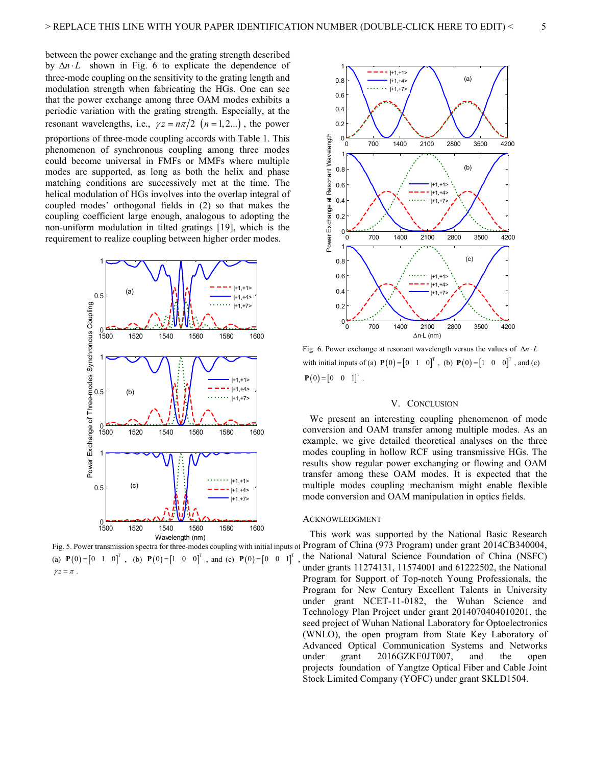between the power exchange and the grating strength described by $\Delta n \cdot L$ shown in Fig. 6 to explicate the dependence of three-mode coupling on the sensitivity to the grating length and modulation strength when fabricating the HGs. One can see that the power exchange among three OAM modes exhibits a periodic variation with the grating strength. Especially, at the resonant wavelengths, i.e., $\gamma z = n\pi/2$ $(n = 1, 2...)$, the power proportions of three-mode coupling accords with Table 1. This phenomenon of synchronous coupling among three modes could become universal in FMFs or MMFs where multiple modes are supported, as long as both the helix and phase matching conditions are successively met at the time. The helical modulation of HGs involves into the overlap integral of coupled modes' orthogonal fields in (2) so that makes the coupling coefficient large enough, analogous to adopting the non-uniform modulation in tilted gratings [19], which is the requirement to realize coupling between higher order modes.

Fig. 5. Power transmission spectra for three-modes coupling with initial inputs of (a) $\mathbf{P}(0) = [0 \quad 1 \quad 0]^{\mathrm{T}}$, (b) $\mathbf{P}(0) = [1 \quad 0 \quad 0]^{\mathrm{T}}$, and (c) $\mathbf{P}(0) = [0 \quad 0 \quad 1]^{\mathrm{T}}$, $\gamma z = \pi$.

Fig. 6. Power exchange at resonant wavelength versus the values of $\Delta n \cdot L$ with initial inputs of (a) $\mathbf{P}(0) = [0 \quad 1 \quad 0]^{\mathrm{T}}$, (b) $\mathbf{P}(0) = [1 \quad 0 \quad 0]^{\mathrm{T}}$, and (c) $\mathbf{P}(0) = [0 \quad 0 \quad 1]^{\mathrm{T}}$.

## V. Conclusion

We present an interesting coupling phenomenon of mode conversion and OAM transfer among multiple modes. As an example, we give detailed theoretical analyses on the three modes coupling in hollow RCF using transmissive HGs. The results show regular power exchanging or flowing and OAM transfer among these OAM modes. It is expected that the multiple modes coupling mechanism might enable flexible mode conversion and OAM manipulation in optics fields.

## Acknowledgment

This work was supported by the National Basic Research Program of China (973 Program) under grant 2014CB340004, the National Natural Science Foundation of China (NSFC) under grants 11274131, 11574001 and 61222502, the National Program for Support of Top-notch Young Professionals, the Program for New Century Excellent Talents in University under grant NCET-11-0182, the Wuhan Science and Technology Plan Project under grant 2014070404010201, the seed project of Wuhan National Laboratory for Optoelectronics (WNLO), the open program from State Key Laboratory of Advanced Optical Communication Systems and Networks under grant 2016GZKF0JT007, and the open projects foundation of Yangtze Optical Fiber and Cable Joint Stock Limited Company (YOFC) under grant SKLD1504.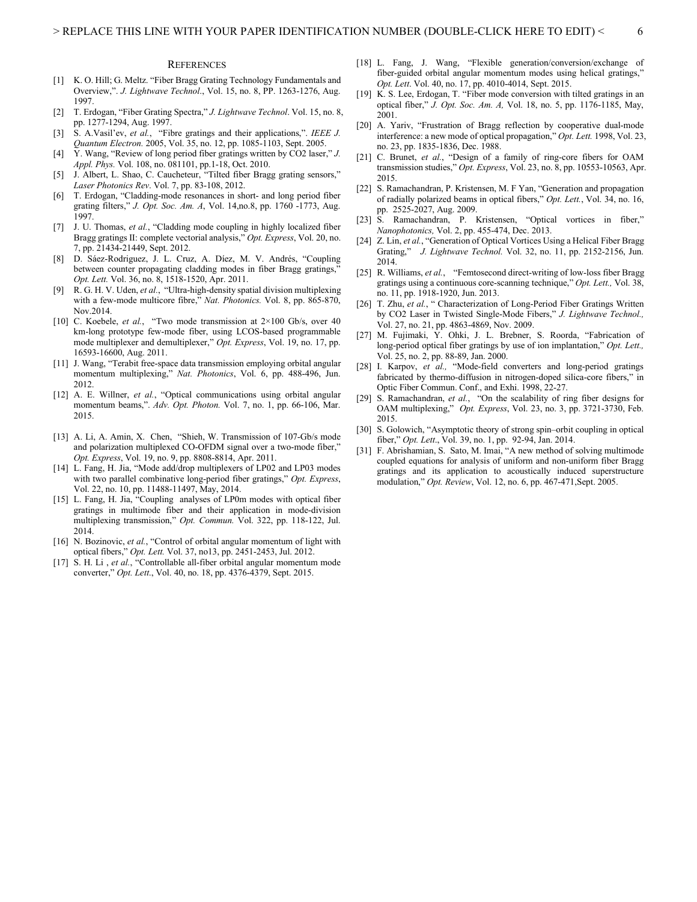## References

[1] K. O. Hill; G. Meltz. "Fiber Bragg Grating Technology Fundamentals and Overview,". *J. Lightwave Technol.*, Vol. 15, no. 8, PP. 1263-1276, Aug. 1997.

[2] T. Erdogan, "Fiber Grating Spectra," *J. Lightwave Technol*. Vol. 15, no. 8, pp. 1277-1294, Aug. 1997.

[3] S. A.Vasil'ev, *et al.*, "Fibre gratings and their applications,". *IEEE J. Quantum Electron.* 2005, Vol. 35, no. 12, pp. 1085-1103, Sept. 2005.

[4] Y. Wang, "Review of long period fiber gratings written by CO2 laser," *J. Appl. Phys.* Vol. 108, no. 081101, pp.1-18, Oct. 2010.

[5] J. Albert, L. Shao, C. Caucheteur, "Tilted fiber Bragg grating sensors," *Laser Photonics Rev*. Vol. 7, pp. 83-108, 2012.

[6] T. Erdogan, "Cladding-mode resonances in short- and long period fiber grating filters," *J. Opt. Soc. Am. A*, Vol. 14,no.8, pp. 1760 -1773, Aug. 1997.

[7] J. U. Thomas, *et al.*, "Cladding mode coupling in highly localized fiber Bragg gratings II: complete vectorial analysis," *Opt. Express*, Vol. 20, no. 7, pp. 21434-21449, Sept. 2012.

[8] D. Sáez-Rodriguez, J. L. Cruz, A. Díez, M. V. Andrés, "Coupling between counter propagating cladding modes in fiber Bragg gratings," *Opt. Lett.* Vol. 36, no. 8, 1518-1520, Apr. 2011.

[9] R. G. H. V. Uden, *et al.*, "Ultra-high-density spatial division multiplexing with a few-mode multicore fibre," *Nat. Photonics.* Vol. 8, pp. 865-870, Nov.2014.

[10] C. Koebele, *et al.*, "Two mode transmission at 2×100 Gb/s, over 40 km-long prototype few-mode fiber, using LCOS-based programmable mode multiplexer and demultiplexer," *Opt. Express*, Vol. 19, no. 17, pp. 16593-16600, Aug. 2011.

[11] J. Wang, "Terabit free-space data transmission employing orbital angular momentum multiplexing," *Nat. Photonics*, Vol. 6, pp. 488-496, Jun. 2012.

[12] A. E. Willner, *et al.*, "Optical communications using orbital angular momentum beams,". *Adv. Opt. Photon.* Vol. 7, no. 1, pp. 66-106, Mar. 2015.

[13] A. Li, A. Amin, X. Chen, "Shieh, W. Transmission of 107-Gb/s mode and polarization multiplexed CO-OFDM signal over a two-mode fiber," *Opt. Express*, Vol. 19, no. 9, pp. 8808-8814, Apr. 2011.

[14] L. Fang, H. Jia, "Mode add/drop multiplexers of LP02 and LP03 modes with two parallel combinative long-period fiber gratings," *Opt. Express*, Vol. 22, no. 10, pp. 11488-11497, May, 2014.

[15] L. Fang, H. Jia, "Coupling analyses of LP0m modes with optical fiber gratings in multimode fiber and their application in mode-division multiplexing transmission," *Opt. Commun.* Vol. 322, pp. 118-122, Jul. 2014.

[16] N. Bozinovic, *et al.*, "Control of orbital angular momentum of light with optical fibers," *Opt. Lett.* Vol. 37, no13, pp. 2451-2453, Jul. 2012.

[17] S. H. Li , *et al.*, "Controllable all-fiber orbital angular momentum mode converter," *Opt. Lett.*, Vol. 40, no. 18, pp. 4376-4379, Sept. 2015.

[18] L. Fang, J. Wang, "Flexible generation/conversion/exchange of fiber-guided orbital angular momentum modes using helical gratings," *Opt. Lett*. Vol. 40, no. 17, pp. 4010-4014, Sept. 2015.

[19] K. S. Lee, Erdogan, T. "Fiber mode conversion with tilted gratings in an optical fiber," *J. Opt. Soc. Am. A,* Vol. 18, no. 5, pp. 1176-1185, May, 2001.

[20] A. Yariv, "Frustration of Bragg reflection by cooperative dual-mode interference: a new mode of optical propagation," *Opt. Lett.* 1998, Vol. 23, no. 23, pp. 1835-1836, Dec. 1988.

[21] C. Brunet, *et al.*, "Design of a family of ring-core fibers for OAM transmission studies," *Opt. Express*, Vol. 23, no. 8, pp. 10553-10563, Apr. 2015.

[22] S. Ramachandran, P. Kristensen, M. F Yan, "Generation and propagation of radially polarized beams in optical fibers," *Opt. Lett.*, Vol. 34, no. 16, pp. 2525-2027, Aug. 2009.

[23] S. Ramachandran, P. Kristensen, "Optical vortices in fiber," *Nanophotonics,* Vol. 2, pp. 455-474, Dec. 2013.

[24] Z. Lin, *et al.*, "Generation of Optical Vortices Using a Helical Fiber Bragg Grating," *J. Lightwave Technol.* Vol. 32, no. 11, pp. 2152-2156, Jun. 2014.

[25] R. Williams, *et al.*, "Femtosecond direct-writing of low-loss fiber Bragg gratings using a continuous core-scanning technique," *Opt. Lett.,* Vol. 38, no. 11, pp. 1918-1920, Jun. 2013.

[26] T. Zhu, *et al.*, " Characterization of Long-Period Fiber Gratings Written by CO2 Laser in Twisted Single-Mode Fibers," *J. Lightwave Technol.,* Vol. 27, no. 21, pp. 4863-4869, Nov. 2009.

[27] M. Fujimaki, Y. Ohki, J. L. Brebner, S. Roorda, "Fabrication of long-period optical fiber gratings by use of ion implantation," *Opt. Lett.,* Vol. 25, no. 2, pp. 88-89, Jan. 2000.

[28] I. Karpov, *et al.,* "Mode-field converters and long-period gratings fabricated by thermo-diffusion in nitrogen-doped silica-core fibers," in Optic Fiber Commun. Conf., and Exhi. 1998, 22-27.

[29] S. Ramachandran, *et al.*, "On the scalability of ring fiber designs for OAM multiplexing," *Opt. Express*, Vol. 23, no. 3, pp. 3721-3730, Feb. 2015.

[30] S. Golowich, "Asymptotic theory of strong spin–orbit coupling in optical fiber," *Opt. Lett*., Vol. 39, no. 1, pp. 92-94, Jan. 2014.

[31] F. Abrishamian, S. Sato, M. Imai, "A new method of solving multimode coupled equations for analysis of uniform and non-uniform fiber Bragg gratings and its application to acoustically induced superstructure modulation," *Opt. Review*, Vol. 12, no. 6, pp. 467-471,Sept. 2005.